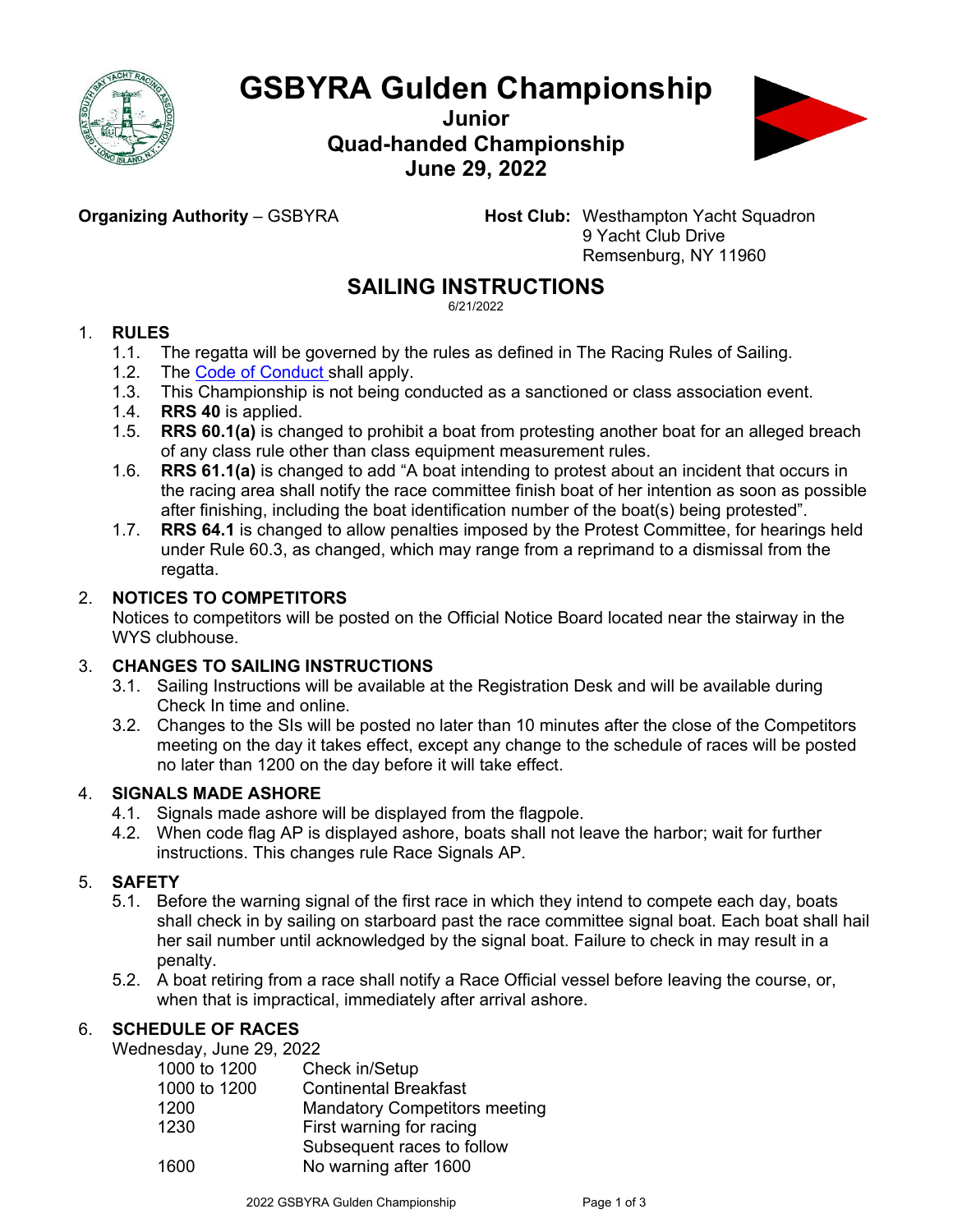# GSBYRA Gulden Championship

## Junior
## Quad-handed Championship
## June 29, 2022

**Organizing Authority** – GSBYRA

**Host Club:** Westhampton Yacht Squadron
9 Yacht Club Drive
Remsenburg, NY 11960

## SAILING INSTRUCTIONS

6/21/2022

### 1. RULES

1.1. The regatta will be governed by the rules as defined in The Racing Rules of Sailing.

1.2. The Code of Conduct shall apply.

1.3. This Championship is not being conducted as a sanctioned or class association event.

1.4. **RRS 40** is applied.

1.5. **RRS 60.1(a)** is changed to prohibit a boat from protesting another boat for an alleged breach of any class rule other than class equipment measurement rules.

1.6. **RRS 61.1(a)** is changed to add "A boat intending to protest about an incident that occurs in the racing area shall notify the race committee finish boat of her intention as soon as possible after finishing, including the boat identification number of the boat(s) being protested".

1.7. **RRS 64.1** is changed to allow penalties imposed by the Protest Committee, for hearings held under Rule 60.3, as changed, which may range from a reprimand to a dismissal from the regatta.

### 2. NOTICES TO COMPETITORS

Notices to competitors will be posted on the Official Notice Board located near the stairway in the WYS clubhouse.

### 3. CHANGES TO SAILING INSTRUCTIONS

3.1. Sailing Instructions will be available at the Registration Desk and will be available during Check In time and online.

3.2. Changes to the SIs will be posted no later than 10 minutes after the close of the Competitors meeting on the day it takes effect, except any change to the schedule of races will be posted no later than 1200 on the day before it will take effect.

### 4. SIGNALS MADE ASHORE

4.1. Signals made ashore will be displayed from the flagpole.

4.2. When code flag AP is displayed ashore, boats shall not leave the harbor; wait for further instructions. This changes rule Race Signals AP.

### 5. SAFETY

5.1. Before the warning signal of the first race in which they intend to compete each day, boats shall check in by sailing on starboard past the race committee signal boat. Each boat shall hail her sail number until acknowledged by the signal boat. Failure to check in may result in a penalty.

5.2. A boat retiring from a race shall notify a Race Official vessel before leaving the course, or, when that is impractical, immediately after arrival ashore.

### 6. SCHEDULE OF RACES

Wednesday, June 29, 2022

| | |
|---|---|
| 1000 to 1200 | Check in/Setup |
| 1000 to 1200 | Continental Breakfast |
| 1200 | Mandatory Competitors meeting |
| 1230 | First warning for racing<br>Subsequent races to follow |
| 1600 | No warning after 1600 |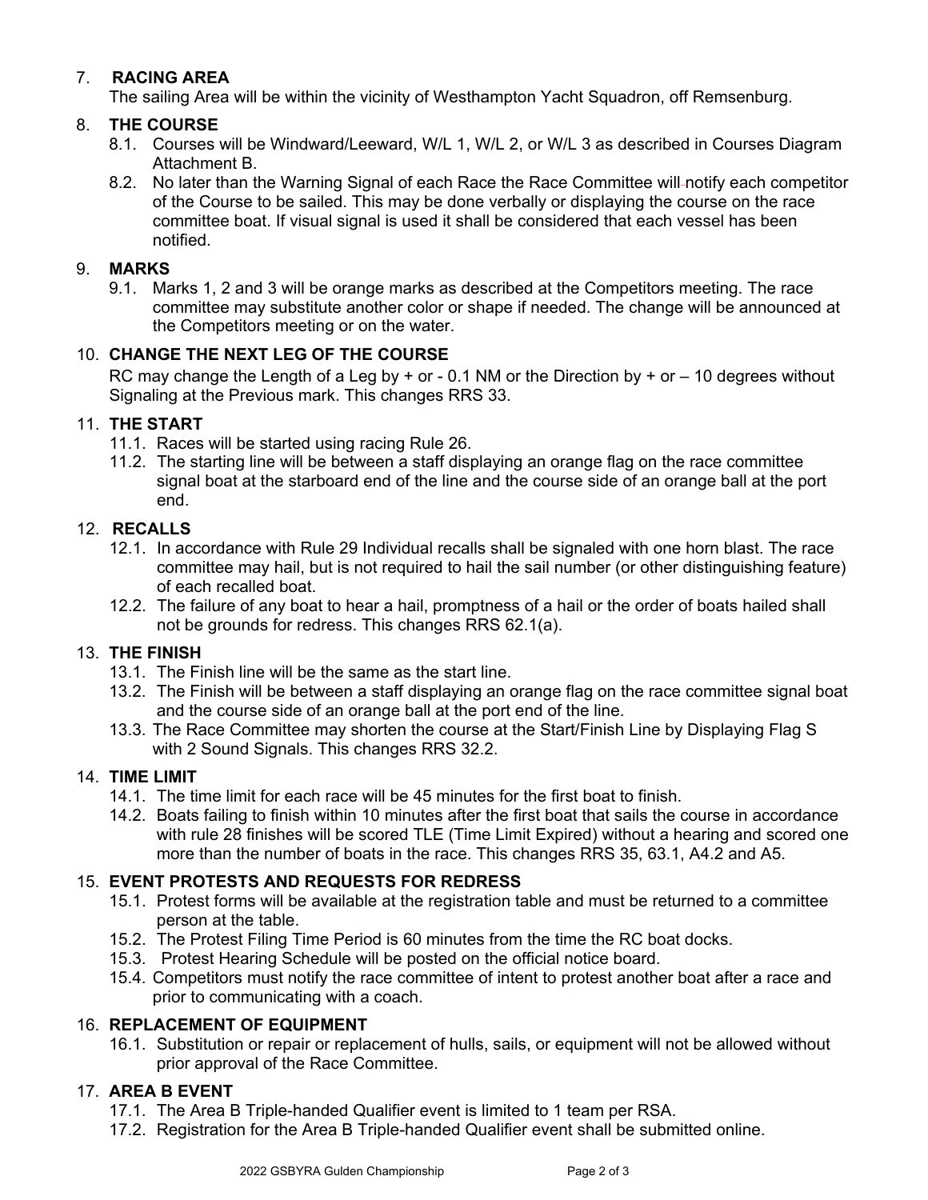## 7. RACING AREA

The sailing Area will be within the vicinity of Westhampton Yacht Squadron, off Remsenburg.

## 8. THE COURSE

8.1. Courses will be Windward/Leeward, W/L 1, W/L 2, or W/L 3 as described in Courses Diagram Attachment B.

8.2. No later than the Warning Signal of each Race the Race Committee will notify each competitor of the Course to be sailed. This may be done verbally or displaying the course on the race committee boat. If visual signal is used it shall be considered that each vessel has been notified.

## 9. MARKS

9.1. Marks 1, 2 and 3 will be orange marks as described at the Competitors meeting. The race committee may substitute another color or shape if needed. The change will be announced at the Competitors meeting or on the water.

## 10. CHANGE THE NEXT LEG OF THE COURSE

RC may change the Length of a Leg by + or - 0.1 NM or the Direction by + or – 10 degrees without Signaling at the Previous mark. This changes RRS 33.

## 11. THE START

11.1. Races will be started using racing Rule 26.

11.2. The starting line will be between a staff displaying an orange flag on the race committee signal boat at the starboard end of the line and the course side of an orange ball at the port end.

## 12. RECALLS

12.1. In accordance with Rule 29 Individual recalls shall be signaled with one horn blast. The race committee may hail, but is not required to hail the sail number (or other distinguishing feature) of each recalled boat.

12.2. The failure of any boat to hear a hail, promptness of a hail or the order of boats hailed shall not be grounds for redress. This changes RRS 62.1(a).

## 13. THE FINISH

13.1. The Finish line will be the same as the start line.

13.2. The Finish will be between a staff displaying an orange flag on the race committee signal boat and the course side of an orange ball at the port end of the line.

13.3. The Race Committee may shorten the course at the Start/Finish Line by Displaying Flag S with 2 Sound Signals. This changes RRS 32.2.

## 14. TIME LIMIT

14.1. The time limit for each race will be 45 minutes for the first boat to finish.

14.2. Boats failing to finish within 10 minutes after the first boat that sails the course in accordance with rule 28 finishes will be scored TLE (Time Limit Expired) without a hearing and scored one more than the number of boats in the race. This changes RRS 35, 63.1, A4.2 and A5.

## 15. EVENT PROTESTS AND REQUESTS FOR REDRESS

15.1. Protest forms will be available at the registration table and must be returned to a committee person at the table.

15.2. The Protest Filing Time Period is 60 minutes from the time the RC boat docks.

15.3. Protest Hearing Schedule will be posted on the official notice board.

15.4. Competitors must notify the race committee of intent to protest another boat after a race and prior to communicating with a coach.

## 16. REPLACEMENT OF EQUIPMENT

16.1. Substitution or repair or replacement of hulls, sails, or equipment will not be allowed without prior approval of the Race Committee.

## 17. AREA B EVENT

17.1. The Area B Triple-handed Qualifier event is limited to 1 team per RSA.

17.2. Registration for the Area B Triple-handed Qualifier event shall be submitted online.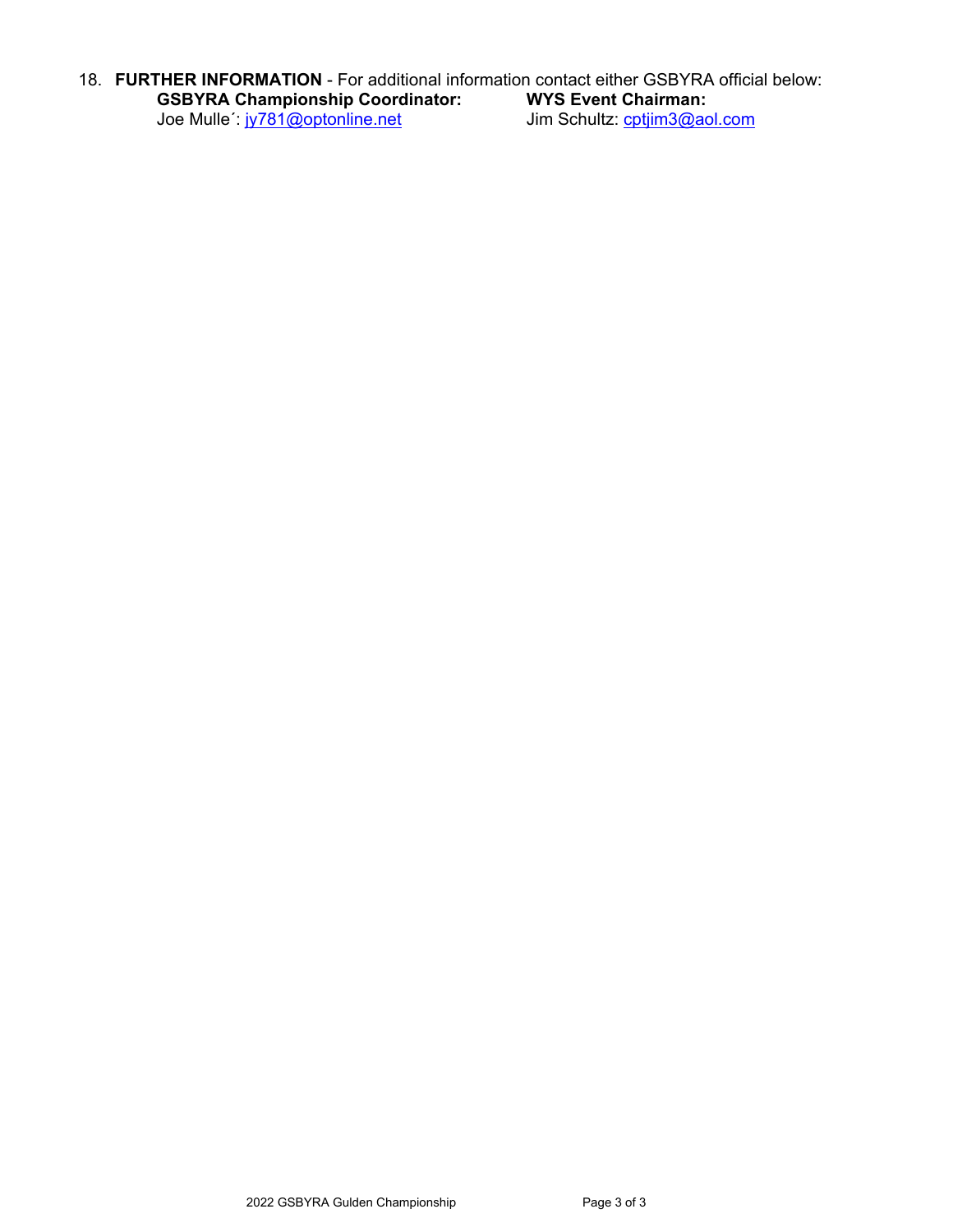18. **FURTHER INFORMATION** - For additional information contact either GSBYRA official below:

**GSBYRA Championship Coordinator:**
Joe Mulle´: jy781@optonline.net

**WYS Event Chairman:**
Jim Schultz: cptjim3@aol.com